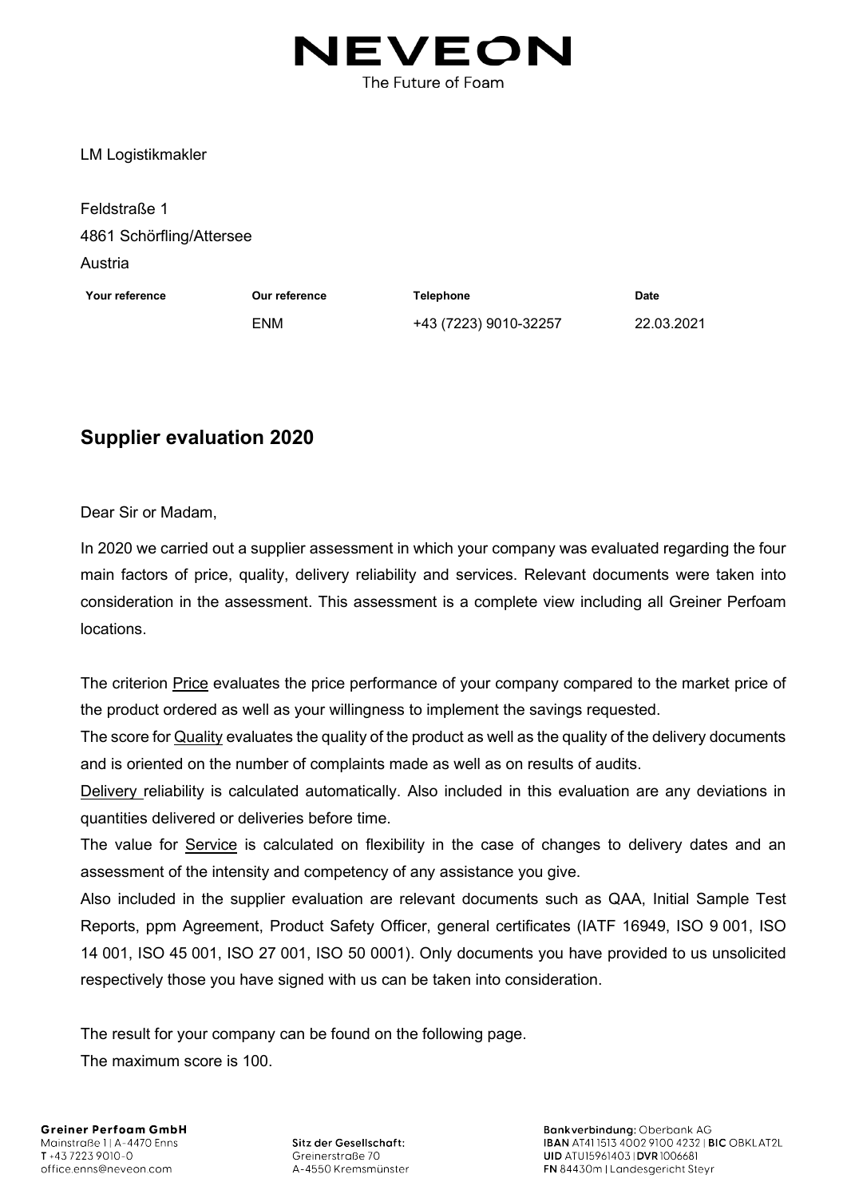NEVEON

The Future of Foam

LM Logistikmakler

Feldstraße 1
4861 Schörfling/Attersee
Austria

| Your reference | Our reference | Telephone | Date |
|---|---|---|---|
| | ENM | +43 (7223) 9010-32257 | 22.03.2021 |

## Supplier evaluation 2020

Dear Sir or Madam,

In 2020 we carried out a supplier assessment in which your company was evaluated regarding the four main factors of price, quality, delivery reliability and services. Relevant documents were taken into consideration in the assessment. This assessment is a complete view including all Greiner Perfoam locations.

The criterion Price evaluates the price performance of your company compared to the market price of the product ordered as well as your willingness to implement the savings requested.

The score for Quality evaluates the quality of the product as well as the quality of the delivery documents and is oriented on the number of complaints made as well as on results of audits.

Delivery reliability is calculated automatically. Also included in this evaluation are any deviations in quantities delivered or deliveries before time.

The value for Service is calculated on flexibility in the case of changes to delivery dates and an assessment of the intensity and competency of any assistance you give.

Also included in the supplier evaluation are relevant documents such as QAA, Initial Sample Test Reports, ppm Agreement, Product Safety Officer, general certificates (IATF 16949, ISO 9 001, ISO 14 001, ISO 45 001, ISO 27 001, ISO 50 0001). Only documents you have provided to us unsolicited respectively those you have signed with us can be taken into consideration.

The result for your company can be found on the following page.
The maximum score is 100.

**Greiner Perfoam GmbH**
Mainstraße 1 | A-4470 Enns
T +43 7223 9010-0
office.enns@neveon.com

Sitz der Gesellschaft:
Greinerstraße 70
A-4550 Kremsmünster

Bankverbindung: Oberbank AG
IBAN AT41 1513 4002 9100 4232 | BIC OBKLAT2L
UID ATU15961403 | DVR 1006681
FN 84430m | Landesgericht Steyr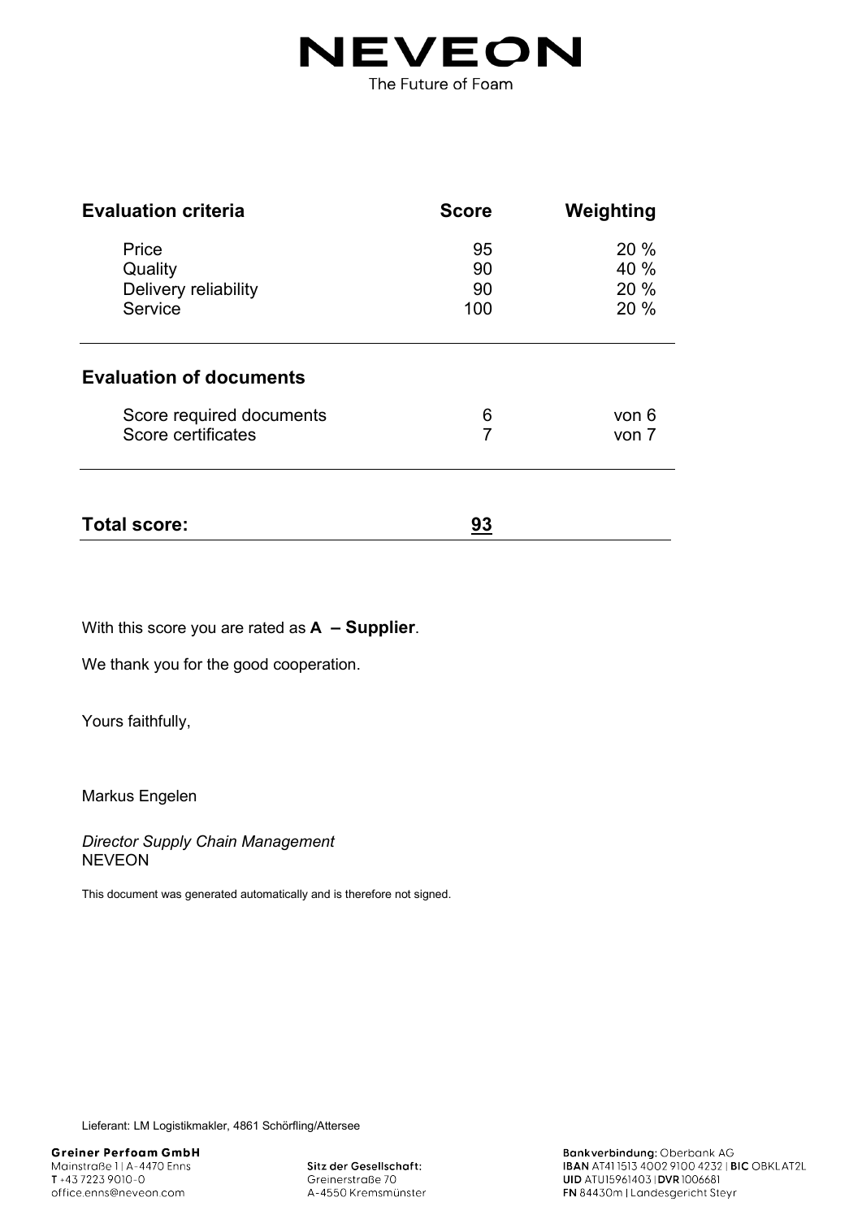# NEVEON

The Future of Foam

| Evaluation criteria | Score | Weighting |
|---|---|---|
| Price | 95 | 20 % |
| Quality | 90 | 40 % |
| Delivery reliability | 90 | 20 % |
| Service | 100 | 20 % |

| Evaluation of documents | | |
|---|---|---|
| Score required documents | 6 | von 6 |
| Score certificates | 7 | von 7 |

**Total score:** **93**

With this score you are rated as **A – Supplier**.

We thank you for the good cooperation.

Yours faithfully,

Markus Engelen

*Director Supply Chain Management*
NEVEON

This document was generated automatically and is therefore not signed.

Lieferant: LM Logistikmakler, 4861 Schörfling/Attersee

**Greiner Perfoam GmbH**
Mainstraße 1 | A-4470 Enns
T +43 7223 9010-0
office.enns@neveon.com

Sitz der Gesellschaft:
Greinerstraße 70
A-4550 Kremsmünster

Bankverbindung: Oberbank AG
IBAN AT41 1513 4002 9100 4232 | BIC OBKLAT2L
UID ATU15961403 | DVR 1006681
FN 84430m | Landesgericht Steyr